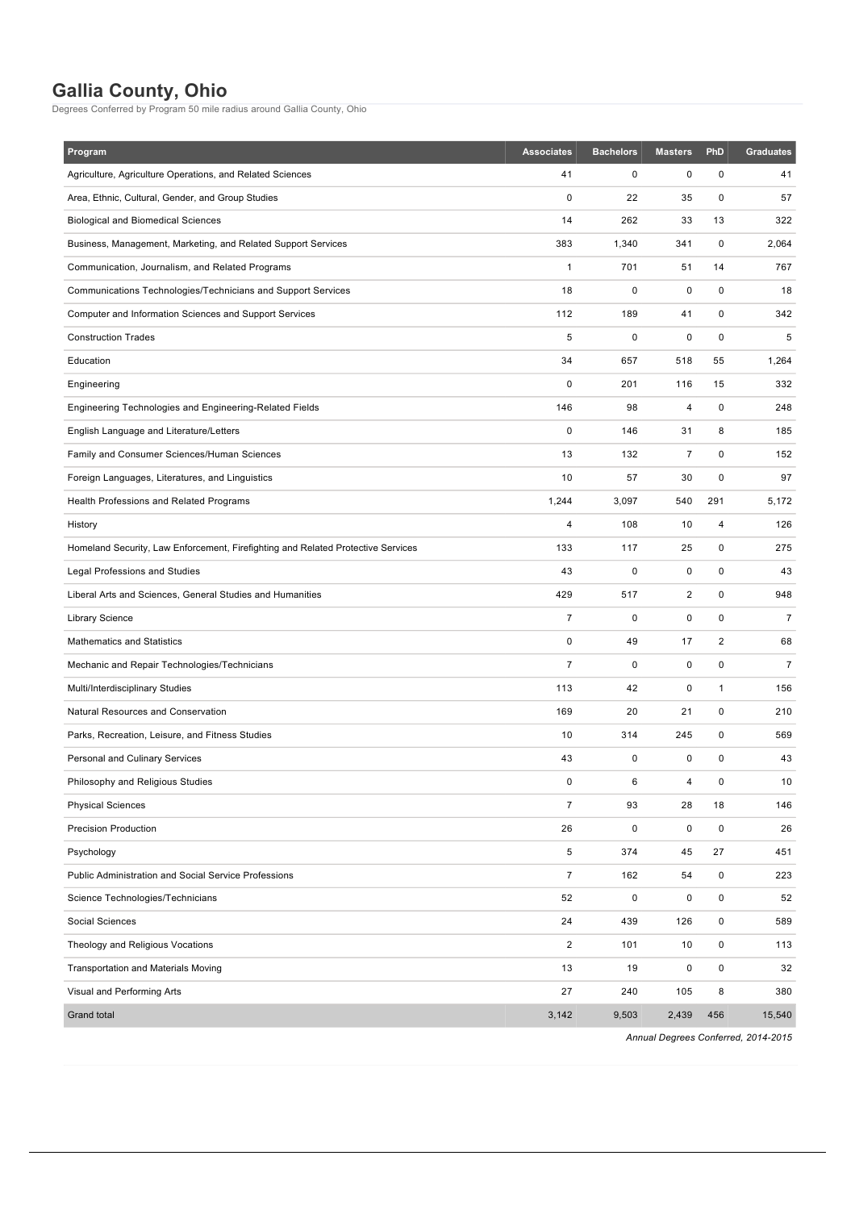# Gallia County, Ohio

Degrees Conferred by Program 50 mile radius around Gallia County, Ohio

| Program | Associates | Bachelors | Masters | PhD | Graduates |
|---|---|---|---|---|---|
| Agriculture, Agriculture Operations, and Related Sciences | 41 | 0 | 0 | 0 | 41 |
| Area, Ethnic, Cultural, Gender, and Group Studies | 0 | 22 | 35 | 0 | 57 |
| Biological and Biomedical Sciences | 14 | 262 | 33 | 13 | 322 |
| Business, Management, Marketing, and Related Support Services | 383 | 1,340 | 341 | 0 | 2,064 |
| Communication, Journalism, and Related Programs | 1 | 701 | 51 | 14 | 767 |
| Communications Technologies/Technicians and Support Services | 18 | 0 | 0 | 0 | 18 |
| Computer and Information Sciences and Support Services | 112 | 189 | 41 | 0 | 342 |
| Construction Trades | 5 | 0 | 0 | 0 | 5 |
| Education | 34 | 657 | 518 | 55 | 1,264 |
| Engineering | 0 | 201 | 116 | 15 | 332 |
| Engineering Technologies and Engineering-Related Fields | 146 | 98 | 4 | 0 | 248 |
| English Language and Literature/Letters | 0 | 146 | 31 | 8 | 185 |
| Family and Consumer Sciences/Human Sciences | 13 | 132 | 7 | 0 | 152 |
| Foreign Languages, Literatures, and Linguistics | 10 | 57 | 30 | 0 | 97 |
| Health Professions and Related Programs | 1,244 | 3,097 | 540 | 291 | 5,172 |
| History | 4 | 108 | 10 | 4 | 126 |
| Homeland Security, Law Enforcement, Firefighting and Related Protective Services | 133 | 117 | 25 | 0 | 275 |
| Legal Professions and Studies | 43 | 0 | 0 | 0 | 43 |
| Liberal Arts and Sciences, General Studies and Humanities | 429 | 517 | 2 | 0 | 948 |
| Library Science | 7 | 0 | 0 | 0 | 7 |
| Mathematics and Statistics | 0 | 49 | 17 | 2 | 68 |
| Mechanic and Repair Technologies/Technicians | 7 | 0 | 0 | 0 | 7 |
| Multi/Interdisciplinary Studies | 113 | 42 | 0 | 1 | 156 |
| Natural Resources and Conservation | 169 | 20 | 21 | 0 | 210 |
| Parks, Recreation, Leisure, and Fitness Studies | 10 | 314 | 245 | 0 | 569 |
| Personal and Culinary Services | 43 | 0 | 0 | 0 | 43 |
| Philosophy and Religious Studies | 0 | 6 | 4 | 0 | 10 |
| Physical Sciences | 7 | 93 | 28 | 18 | 146 |
| Precision Production | 26 | 0 | 0 | 0 | 26 |
| Psychology | 5 | 374 | 45 | 27 | 451 |
| Public Administration and Social Service Professions | 7 | 162 | 54 | 0 | 223 |
| Science Technologies/Technicians | 52 | 0 | 0 | 0 | 52 |
| Social Sciences | 24 | 439 | 126 | 0 | 589 |
| Theology and Religious Vocations | 2 | 101 | 10 | 0 | 113 |
| Transportation and Materials Moving | 13 | 19 | 0 | 0 | 32 |
| Visual and Performing Arts | 27 | 240 | 105 | 8 | 380 |
| Grand total | 3,142 | 9,503 | 2,439 | 456 | 15,540 |

*Annual Degrees Conferred, 2014-2015*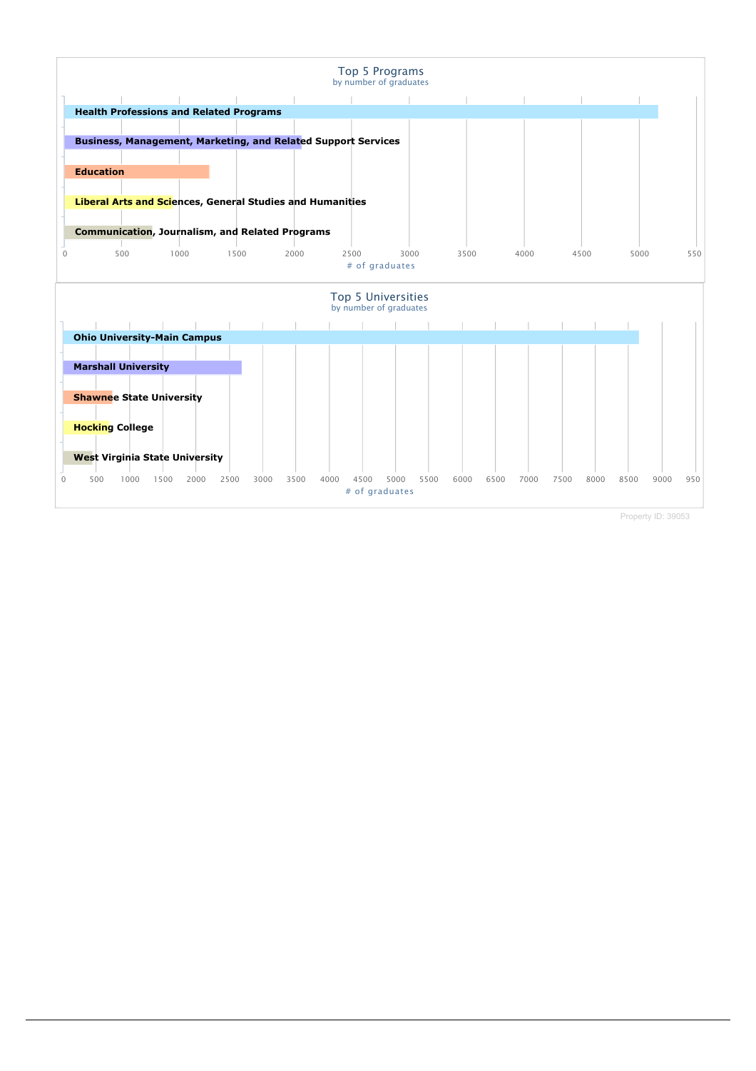Top 5 Programs
by number of graduates

Health Professions and Related Programs
Business, Management, Marketing, and Related Support Services
Education
Liberal Arts and Sciences, General Studies and Humanities
Communication, Journalism, and Related Programs

0 500 1000 1500 2000 2500 3000 3500 4000 4500 5000 550

# of graduates

Top 5 Universities
by number of graduates

Ohio University-Main Campus
Marshall University
Shawnee State University
Hocking College
West Virginia State University

0 500 1000 1500 2000 2500 3000 3500 4000 4500 5000 5500 6000 6500 7000 7500 8000 8500 9000 950

# of graduates

Property ID: 39053